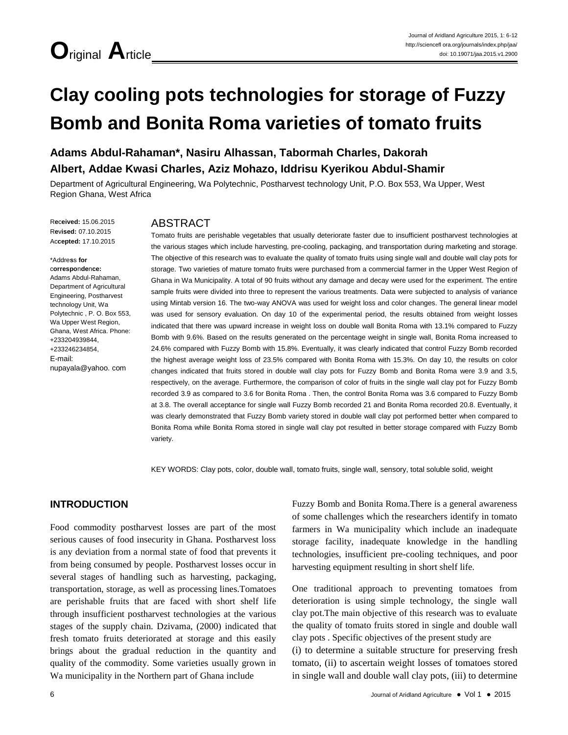# Original Article

# Clay cooling pots technologies for storage of Fuzzy Bomb and Bonita Roma varieties of tomato fruits

**Adams Abdul-Rahaman*, Nasiru Alhassan, Tabormah Charles, Dakorah Albert, Addae Kwasi Charles, Aziz Mohazo, Iddrisu Kyerikou Abdul-Shamir**

Department of Agricultural Engineering, Wa Polytechnic, Postharvest technology Unit, P.O. Box 553, Wa Upper, West Region Ghana, West Africa

**Received:** 15.06.2015
**Revised:** 07.10.2015
**Accepted:** 17.10.2015

*Address **for correspondence:**
Adams Abdul-Rahaman, Department of Agricultural Engineering, Postharvest technology Unit, Wa Polytechnic , P. O. Box 553, Wa Upper West Region, Ghana, West Africa. Phone: +233204939844, +233246234854,
E-mail: nupayala@yahoo. com

## ABSTRACT

Tomato fruits are perishable vegetables that usually deteriorate faster due to insufficient postharvest technologies at the various stages which include harvesting, pre-cooling, packaging, and transportation during marketing and storage. The objective of this research was to evaluate the quality of tomato fruits using single wall and double wall clay pots for storage. Two varieties of mature tomato fruits were purchased from a commercial farmer in the Upper West Region of Ghana in Wa Municipality. A total of 90 fruits without any damage and decay were used for the experiment. The entire sample fruits were divided into three to represent the various treatments. Data were subjected to analysis of variance using Mintab version 16. The two-way ANOVA was used for weight loss and color changes. The general linear model was used for sensory evaluation. On day 10 of the experimental period, the results obtained from weight losses indicated that there was upward increase in weight loss on double wall Bonita Roma with 13.1% compared to Fuzzy Bomb with 9.6%. Based on the results generated on the percentage weight in single wall, Bonita Roma increased to 24.6% compared with Fuzzy Bomb with 15.8%. Eventually, it was clearly indicated that control Fuzzy Bomb recorded the highest average weight loss of 23.5% compared with Bonita Roma with 15.3%. On day 10, the results on color changes indicated that fruits stored in double wall clay pots for Fuzzy Bomb and Bonita Roma were 3.9 and 3.5, respectively, on the average. Furthermore, the comparison of color of fruits in the single wall clay pot for Fuzzy Bomb recorded 3.9 as compared to 3.6 for Bonita Roma . Then, the control Bonita Roma was 3.6 compared to Fuzzy Bomb at 3.8. The overall acceptance for single wall Fuzzy Bomb recorded 21 and Bonita Roma recorded 20.8. Eventually, it was clearly demonstrated that Fuzzy Bomb variety stored in double wall clay pot performed better when compared to Bonita Roma while Bonita Roma stored in single wall clay pot resulted in better storage compared with Fuzzy Bomb variety.

KEY WORDS: Clay pots, color, double wall, tomato fruits, single wall, sensory, total soluble solid, weight

## INTRODUCTION

Food commodity postharvest losses are part of the most serious causes of food insecurity in Ghana. Postharvest loss is any deviation from a normal state of food that prevents it from being consumed by people. Postharvest losses occur in several stages of handling such as harvesting, packaging, transportation, storage, as well as processing lines.Tomatoes are perishable fruits that are faced with short shelf life through insufficient postharvest technologies at the various stages of the supply chain. Dzivama, (2000) indicated that fresh tomato fruits deteriorated at storage and this easily brings about the gradual reduction in the quantity and quality of the commodity. Some varieties usually grown in Wa municipality in the Northern part of Ghana include Fuzzy Bomb and Bonita Roma.There is a general awareness of some challenges which the researchers identify in tomato farmers in Wa municipality which include an inadequate storage facility, inadequate knowledge in the handling technologies, insufficient pre-cooling techniques, and poor harvesting equipment resulting in short shelf life.

One traditional approach to preventing tomatoes from deterioration is using simple technology, the single wall clay pot.The main objective of this research was to evaluate the quality of tomato fruits stored in single and double wall clay pots . Specific objectives of the present study are (i) to determine a suitable structure for preserving fresh tomato, (ii) to ascertain weight losses of tomatoes stored in single wall and double wall clay pots, (iii) to determine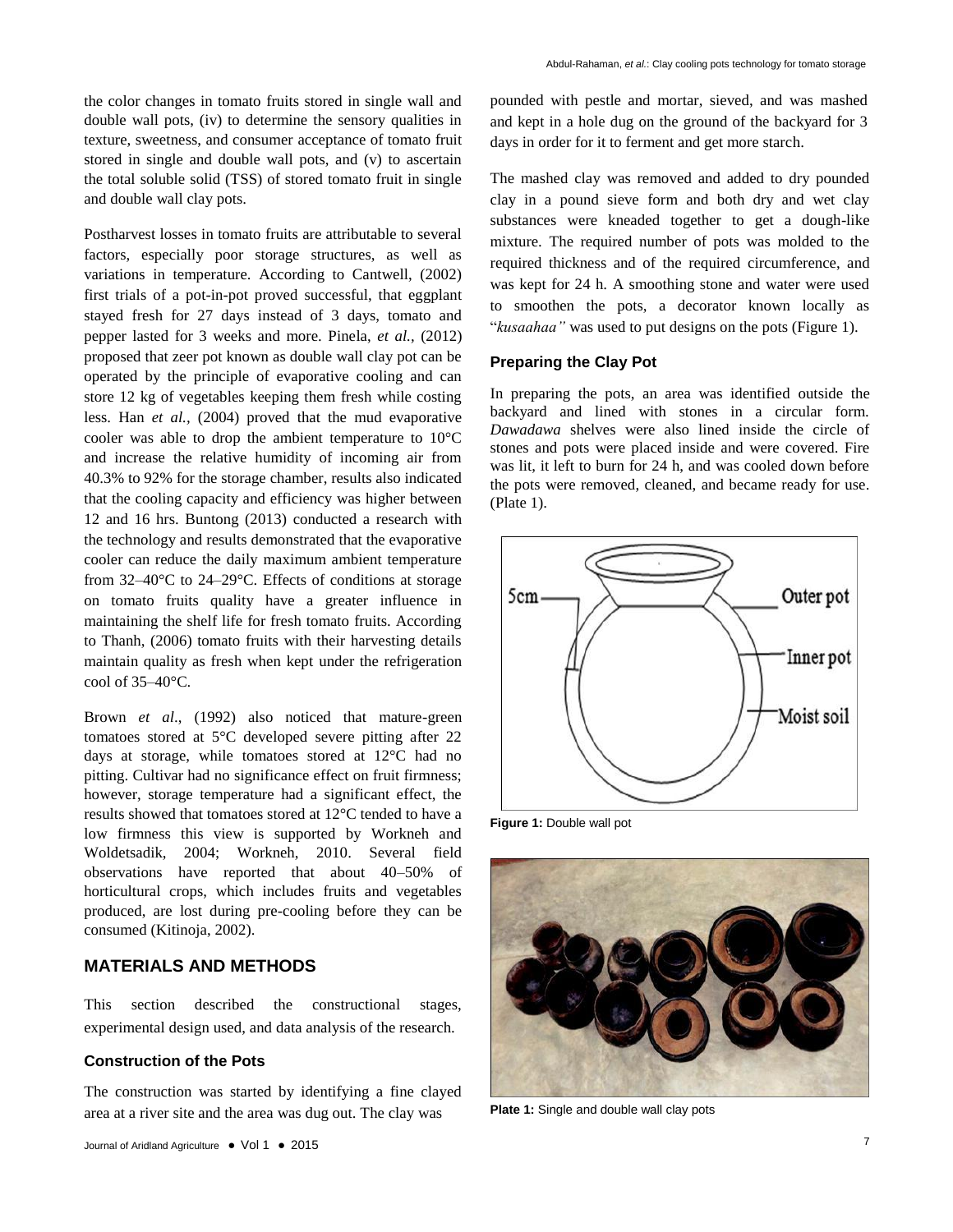the color changes in tomato fruits stored in single wall and double wall pots, (iv) to determine the sensory qualities in texture, sweetness, and consumer acceptance of tomato fruit stored in single and double wall pots, and (v) to ascertain the total soluble solid (TSS) of stored tomato fruit in single and double wall clay pots.

Postharvest losses in tomato fruits are attributable to several factors, especially poor storage structures, as well as variations in temperature. According to Cantwell, (2002) first trials of a pot-in-pot proved successful, that eggplant stayed fresh for 27 days instead of 3 days, tomato and pepper lasted for 3 weeks and more. Pinela, *et al.,* (2012) proposed that zeer pot known as double wall clay pot can be operated by the principle of evaporative cooling and can store 12 kg of vegetables keeping them fresh while costing less. Han *et al.,* (2004) proved that the mud evaporative cooler was able to drop the ambient temperature to 10°C and increase the relative humidity of incoming air from 40.3% to 92% for the storage chamber, results also indicated that the cooling capacity and efficiency was higher between 12 and 16 hrs. Buntong (2013) conducted a research with the technology and results demonstrated that the evaporative cooler can reduce the daily maximum ambient temperature from 32–40°C to 24–29°C. Effects of conditions at storage on tomato fruits quality have a greater influence in maintaining the shelf life for fresh tomato fruits. According to Thanh, (2006) tomato fruits with their harvesting details maintain quality as fresh when kept under the refrigeration cool of 35–40°C.

Brown *et al*., (1992) also noticed that mature-green tomatoes stored at 5°C developed severe pitting after 22 days at storage, while tomatoes stored at 12°C had no pitting. Cultivar had no significance effect on fruit firmness; however, storage temperature had a significant effect, the results showed that tomatoes stored at 12°C tended to have a low firmness this view is supported by Workneh and Woldetsadik, 2004; Workneh, 2010. Several field observations have reported that about 40–50% of horticultural crops, which includes fruits and vegetables produced, are lost during pre-cooling before they can be consumed (Kitinoja, 2002).

## MATERIALS AND METHODS

This section described the constructional stages, experimental design used, and data analysis of the research.

### Construction of the Pots

The construction was started by identifying a fine clayed area at a river site and the area was dug out. The clay was pounded with pestle and mortar, sieved, and was mashed and kept in a hole dug on the ground of the backyard for 3 days in order for it to ferment and get more starch.

The mashed clay was removed and added to dry pounded clay in a pound sieve form and both dry and wet clay substances were kneaded together to get a dough-like mixture. The required number of pots was molded to the required thickness and of the required circumference, and was kept for 24 h. A smoothing stone and water were used to smoothen the pots, a decorator known locally as "*kusaahaa"* was used to put designs on the pots (Figure 1).

### Preparing the Clay Pot

In preparing the pots, an area was identified outside the backyard and lined with stones in a circular form. *Dawadawa* shelves were also lined inside the circle of stones and pots were placed inside and were covered. Fire was lit, it left to burn for 24 h, and was cooled down before the pots were removed, cleaned, and became ready for use. (Plate 1).

**Figure 1:** Double wall pot

**Plate 1:** Single and double wall clay pots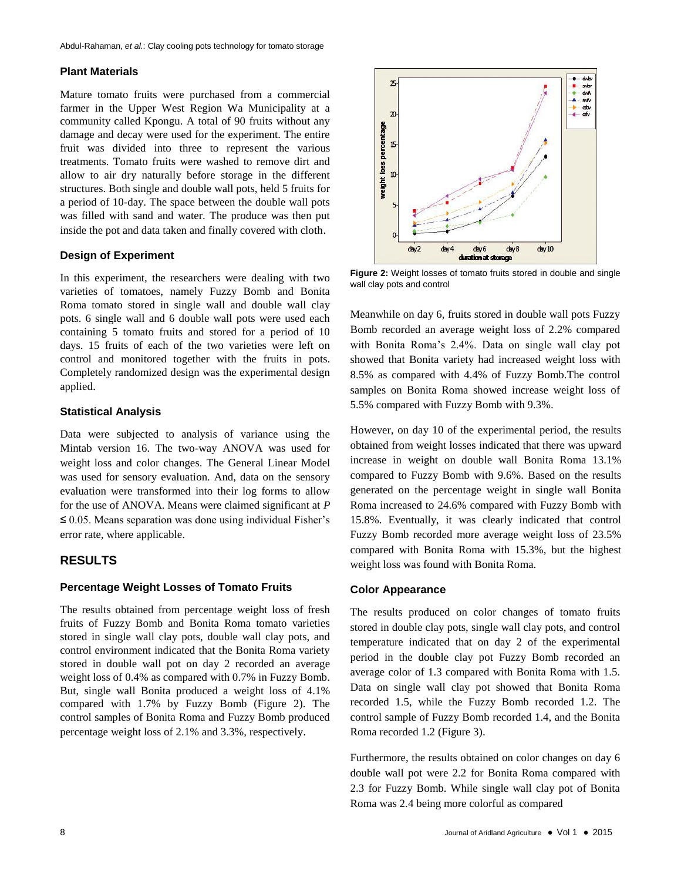## Plant Materials

Mature tomato fruits were purchased from a commercial farmer in the Upper West Region Wa Municipality at a community called Kpongu. A total of 90 fruits without any damage and decay were used for the experiment. The entire fruit was divided into three to represent the various treatments. Tomato fruits were washed to remove dirt and allow to air dry naturally before storage in the different structures. Both single and double wall pots, held 5 fruits for a period of 10-day. The space between the double wall pots was filled with sand and water. The produce was then put inside the pot and data taken and finally covered with cloth.

## Design of Experiment

In this experiment, the researchers were dealing with two varieties of tomatoes, namely Fuzzy Bomb and Bonita Roma tomato stored in single wall and double wall clay pots. 6 single wall and 6 double wall pots were used each containing 5 tomato fruits and stored for a period of 10 days. 15 fruits of each of the two varieties were left on control and monitored together with the fruits in pots. Completely randomized design was the experimental design applied.

## Statistical Analysis

Data were subjected to analysis of variance using the Mintab version 16. The two-way ANOVA was used for weight loss and color changes. The General Linear Model was used for sensory evaluation. And, data on the sensory evaluation were transformed into their log forms to allow for the use of ANOVA. Means were claimed significant at $P \leq 0.05$. Means separation was done using individual Fisher's error rate, where applicable.

# RESULTS

## Percentage Weight Losses of Tomato Fruits

The results obtained from percentage weight loss of fresh fruits of Fuzzy Bomb and Bonita Roma tomato varieties stored in single wall clay pots, double wall clay pots, and control environment indicated that the Bonita Roma variety stored in double wall pot on day 2 recorded an average weight loss of 0.4% as compared with 0.7% in Fuzzy Bomb. But, single wall Bonita produced a weight loss of 4.1% compared with 1.7% by Fuzzy Bomb (Figure 2). The control samples of Bonita Roma and Fuzzy Bomb produced percentage weight loss of 2.1% and 3.3%, respectively.

**Figure 2:** Weight losses of tomato fruits stored in double and single wall clay pots and control

Meanwhile on day 6, fruits stored in double wall pots Fuzzy Bomb recorded an average weight loss of 2.2% compared with Bonita Roma's 2.4%. Data on single wall clay pot showed that Bonita variety had increased weight loss with 8.5% as compared with 4.4% of Fuzzy Bomb.The control samples on Bonita Roma showed increase weight loss of 5.5% compared with Fuzzy Bomb with 9.3%.

However, on day 10 of the experimental period, the results obtained from weight losses indicated that there was upward increase in weight on double wall Bonita Roma 13.1% compared to Fuzzy Bomb with 9.6%. Based on the results generated on the percentage weight in single wall Bonita Roma increased to 24.6% compared with Fuzzy Bomb with 15.8%. Eventually, it was clearly indicated that control Fuzzy Bomb recorded more average weight loss of 23.5% compared with Bonita Roma with 15.3%, but the highest weight loss was found with Bonita Roma.

## Color Appearance

The results produced on color changes of tomato fruits stored in double clay pots, single wall clay pots, and control temperature indicated that on day 2 of the experimental period in the double clay pot Fuzzy Bomb recorded an average color of 1.3 compared with Bonita Roma with 1.5. Data on single wall clay pot showed that Bonita Roma recorded 1.5, while the Fuzzy Bomb recorded 1.2. The control sample of Fuzzy Bomb recorded 1.4, and the Bonita Roma recorded 1.2 (Figure 3).

Furthermore, the results obtained on color changes on day 6 double wall pot were 2.2 for Bonita Roma compared with 2.3 for Fuzzy Bomb. While single wall clay pot of Bonita Roma was 2.4 being more colorful as compared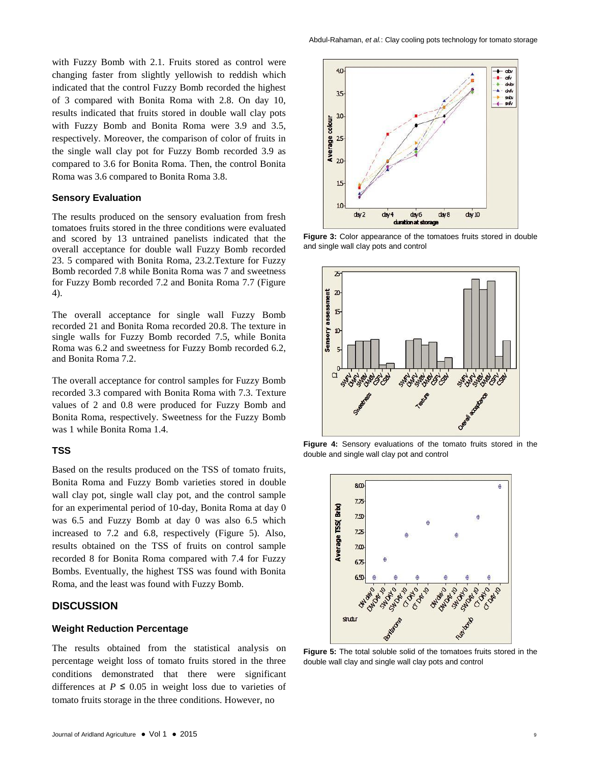with Fuzzy Bomb with 2.1. Fruits stored as control were changing faster from slightly yellowish to reddish which indicated that the control Fuzzy Bomb recorded the highest of 3 compared with Bonita Roma with 2.8. On day 10, results indicated that fruits stored in double wall clay pots with Fuzzy Bomb and Bonita Roma were 3.9 and 3.5, respectively. Moreover, the comparison of color of fruits in the single wall clay pot for Fuzzy Bomb recorded 3.9 as compared to 3.6 for Bonita Roma. Then, the control Bonita Roma was 3.6 compared to Bonita Roma 3.8.

### Sensory Evaluation

The results produced on the sensory evaluation from fresh tomatoes fruits stored in the three conditions were evaluated and scored by 13 untrained panelists indicated that the overall acceptance for double wall Fuzzy Bomb recorded 23. 5 compared with Bonita Roma, 23.2.Texture for Fuzzy Bomb recorded 7.8 while Bonita Roma was 7 and sweetness for Fuzzy Bomb recorded 7.2 and Bonita Roma 7.7 (Figure 4).

The overall acceptance for single wall Fuzzy Bomb recorded 21 and Bonita Roma recorded 20.8. The texture in single walls for Fuzzy Bomb recorded 7.5, while Bonita Roma was 6.2 and sweetness for Fuzzy Bomb recorded 6.2, and Bonita Roma 7.2.

The overall acceptance for control samples for Fuzzy Bomb recorded 3.3 compared with Bonita Roma with 7.3. Texture values of 2 and 0.8 were produced for Fuzzy Bomb and Bonita Roma, respectively. Sweetness for the Fuzzy Bomb was 1 while Bonita Roma 1.4.

### TSS

Based on the results produced on the TSS of tomato fruits, Bonita Roma and Fuzzy Bomb varieties stored in double wall clay pot, single wall clay pot, and the control sample for an experimental period of 10-day, Bonita Roma at day 0 was 6.5 and Fuzzy Bomb at day 0 was also 6.5 which increased to 7.2 and 6.8, respectively (Figure 5). Also, results obtained on the TSS of fruits on control sample recorded 8 for Bonita Roma compared with 7.4 for Fuzzy Bombs. Eventually, the highest TSS was found with Bonita Roma, and the least was found with Fuzzy Bomb.

Figure 3: Color appearance of the tomatoes fruits stored in double and single wall clay pots and control

Figure 4: Sensory evaluations of the tomato fruits stored in the double and single wall clay pot and control

Figure 5: The total soluble solid of the tomatoes fruits stored in the double wall clay and single wall clay pots and control

## DISCUSSION

### Weight Reduction Percentage

The results obtained from the statistical analysis on percentage weight loss of tomato fruits stored in the three conditions demonstrated that there were significant differences at $P \leq 0.05$ in weight loss due to varieties of tomato fruits storage in the three conditions. However, no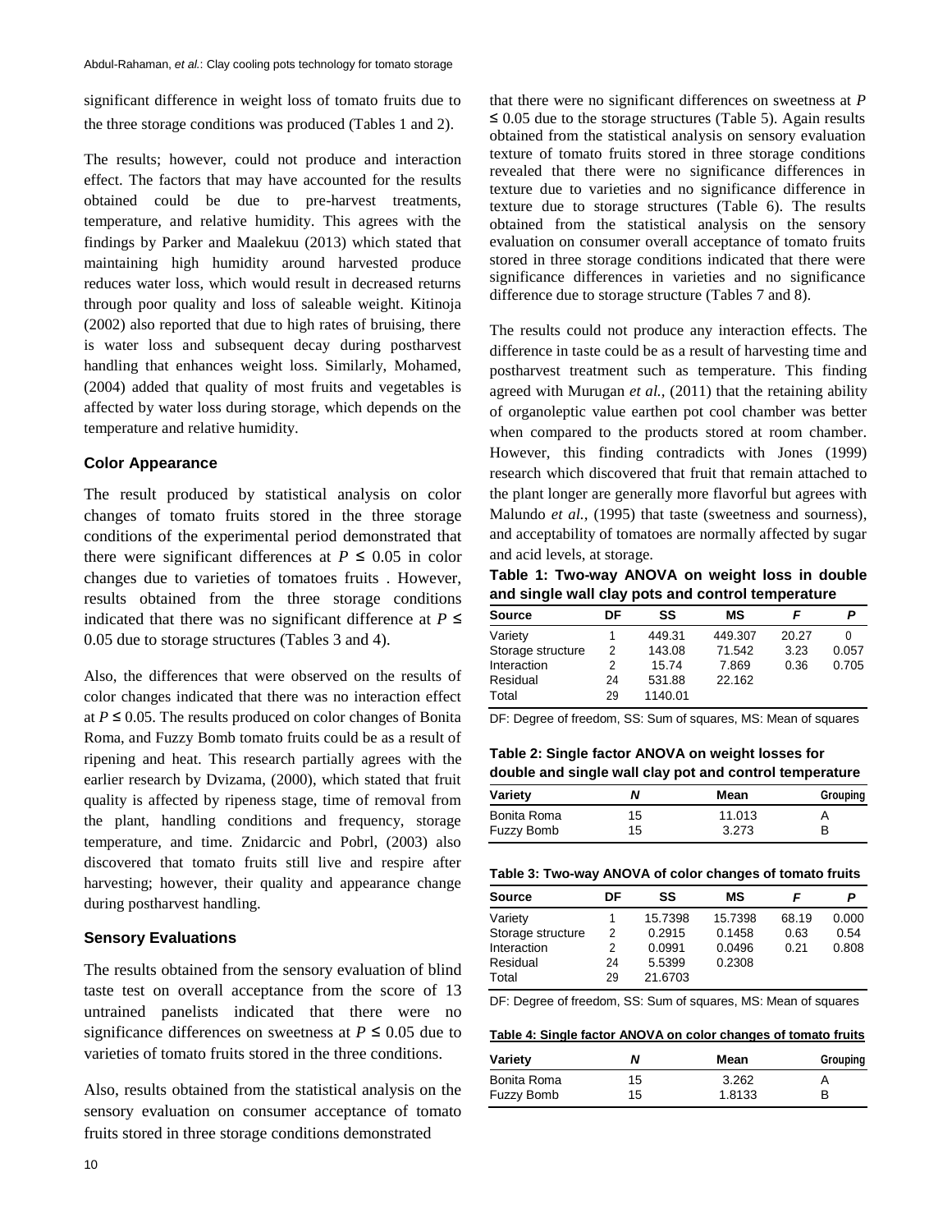significant difference in weight loss of tomato fruits due to the three storage conditions was produced (Tables 1 and 2).

The results; however, could not produce and interaction effect. The factors that may have accounted for the results obtained could be due to pre-harvest treatments, temperature, and relative humidity. This agrees with the findings by Parker and Maalekuu (2013) which stated that maintaining high humidity around harvested produce reduces water loss, which would result in decreased returns through poor quality and loss of saleable weight. Kitinoja (2002) also reported that due to high rates of bruising, there is water loss and subsequent decay during postharvest handling that enhances weight loss. Similarly, Mohamed, (2004) added that quality of most fruits and vegetables is affected by water loss during storage, which depends on the temperature and relative humidity.

### Color Appearance

The result produced by statistical analysis on color changes of tomato fruits stored in the three storage conditions of the experimental period demonstrated that there were significant differences at $P \leq 0.05$ in color changes due to varieties of tomatoes fruits . However, results obtained from the three storage conditions indicated that there was no significant difference at $P \leq 0.05$ due to storage structures (Tables 3 and 4).

Also, the differences that were observed on the results of color changes indicated that there was no interaction effect at $P \leq 0.05$. The results produced on color changes of Bonita Roma, and Fuzzy Bomb tomato fruits could be as a result of ripening and heat. This research partially agrees with the earlier research by Dvizama, (2000), which stated that fruit quality is affected by ripeness stage, time of removal from the plant, handling conditions and frequency, storage temperature, and time. Znidarcic and Pobrl, (2003) also discovered that tomato fruits still live and respire after harvesting; however, their quality and appearance change during postharvest handling.

### Sensory Evaluations

The results obtained from the sensory evaluation of blind taste test on overall acceptance from the score of 13 untrained panelists indicated that there were no significance differences on sweetness at $P \leq 0.05$ due to varieties of tomato fruits stored in the three conditions.

Also, results obtained from the statistical analysis on the sensory evaluation on consumer acceptance of tomato fruits stored in three storage conditions demonstrated that there were no significant differences on sweetness at $P \leq 0.05$ due to the storage structures (Table 5). Again results obtained from the statistical analysis on sensory evaluation texture of tomato fruits stored in three storage conditions revealed that there were no significance differences in texture due to varieties and no significance difference in texture due to storage structures (Table 6). The results obtained from the statistical analysis on the sensory evaluation on consumer overall acceptance of tomato fruits stored in three storage conditions indicated that there were significance differences in varieties and no significance difference due to storage structure (Tables 7 and 8).

The results could not produce any interaction effects. The difference in taste could be as a result of harvesting time and postharvest treatment such as temperature. This finding agreed with Murugan *et al.,* (2011) that the retaining ability of organoleptic value earthen pot cool chamber was better when compared to the products stored at room chamber. However, this finding contradicts with Jones (1999) research which discovered that fruit that remain attached to the plant longer are generally more flavorful but agrees with Malundo *et al.,* (1995) that taste (sweetness and sourness), and acceptability of tomatoes are normally affected by sugar and acid levels, at storage.

**Table 1: Two-way ANOVA on weight loss in double and single wall clay pots and control temperature**

| Source | DF | SS | MS | *F* | *P* |
|---|---|---|---|---|---|
| Variety | 1 | 449.31 | 449.307 | 20.27 | 0 |
| Storage structure | 2 | 143.08 | 71.542 | 3.23 | 0.057 |
| Interaction | 2 | 15.74 | 7.869 | 0.36 | 0.705 |
| Residual | 24 | 531.88 | 22.162 | | |
| Total | 29 | 1140.01 | | | |

DF: Degree of freedom, SS: Sum of squares, MS: Mean of squares

**Table 2: Single factor ANOVA on weight losses for double and single wall clay pot and control temperature**

| Variety | *N* | Mean | Grouping |
|---|---|---|---|
| Bonita Roma | 15 | 11.013 | A |
| Fuzzy Bomb | 15 | 3.273 | B |

**Table 3: Two-way ANOVA of color changes of tomato fruits**

| Source | DF | SS | MS | *F* | *P* |
|---|---|---|---|---|---|
| Variety | 1 | 15.7398 | 15.7398 | 68.19 | 0.000 |
| Storage structure | 2 | 0.2915 | 0.1458 | 0.63 | 0.54 |
| Interaction | 2 | 0.0991 | 0.0496 | 0.21 | 0.808 |
| Residual | 24 | 5.5399 | 0.2308 | | |
| Total | 29 | 21.6703 | | | |

DF: Degree of freedom, SS: Sum of squares, MS: Mean of squares

**Table 4: Single factor ANOVA on color changes of tomato fruits**

| Variety | *N* | Mean | Grouping |
|---|---|---|---|
| Bonita Roma | 15 | 3.262 | A |
| Fuzzy Bomb | 15 | 1.8133 | B |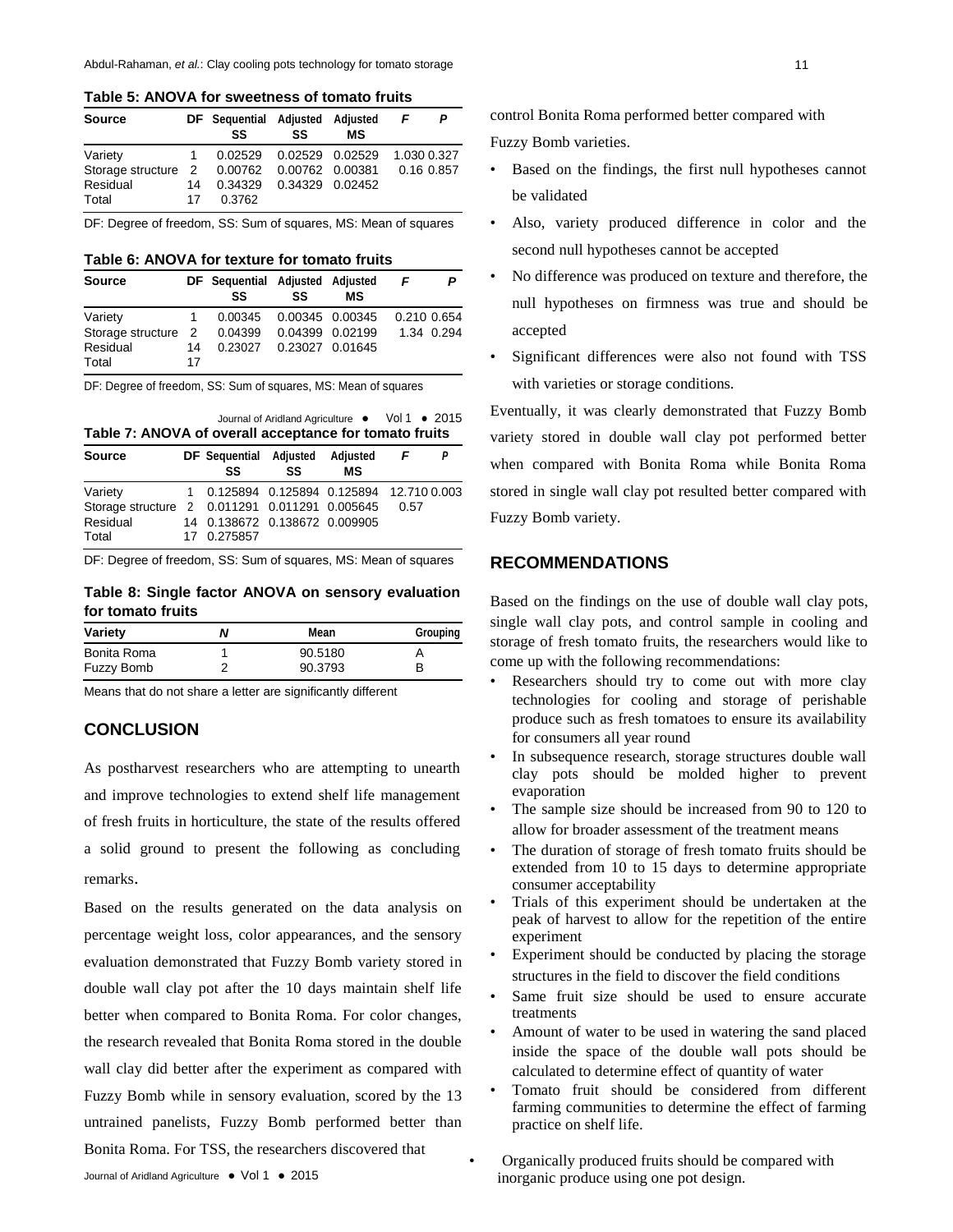**Table 5: ANOVA for sweetness of tomato fruits**

| Source | DF | Sequential SS | Adjusted SS | Adjusted MS | F | P |
|---|---|---|---|---|---|---|
| Variety | 1 | 0.02529 | 0.02529 | 0.02529 | 1.030 | 0.327 |
| Storage structure | 2 | 0.00762 | 0.00762 | 0.00381 | 0.16 | 0.857 |
| Residual | 14 | 0.34329 | 0.34329 | 0.02452 | | |
| Total | 17 | 0.3762 | | | | |

DF: Degree of freedom, SS: Sum of squares, MS: Mean of squares

**Table 6: ANOVA for texture for tomato fruits**

| Source | DF | Sequential SS | Adjusted SS | Adjusted MS | F | P |
|---|---|---|---|---|---|---|
| Variety | 1 | 0.00345 | 0.00345 | 0.00345 | 0.210 | 0.654 |
| Storage structure | 2 | 0.04399 | 0.04399 | 0.02199 | 1.34 | 0.294 |
| Residual | 14 | 0.23027 | 0.23027 | 0.01645 | | |
| Total | 17 | | | | | |

DF: Degree of freedom, SS: Sum of squares, MS: Mean of squares

**Table 7: ANOVA of overall acceptance for tomato fruits**

| Source | DF | Sequential SS | Adjusted SS | Adjusted MS | F | P |
|---|---|---|---|---|---|---|
| Variety | 1 | 0.125894 | 0.125894 | 0.125894 | 12.710 | 0.003 |
| Storage structure | 2 | 0.011291 | 0.011291 | 0.005645 | 0.57 | |
| Residual | 14 | 0.138672 | 0.138672 | 0.009905 | | |
| Total | 17 | 0.275857 | | | | |

DF: Degree of freedom, SS: Sum of squares, MS: Mean of squares

**Table 8: Single factor ANOVA on sensory evaluation for tomato fruits**

| Variety | N | Mean | Grouping |
|---|---|---|---|
| Bonita Roma | 1 | 90.5180 | A |
| Fuzzy Bomb | 2 | 90.3793 | B |

Means that do not share a letter are significantly different

## CONCLUSION

As postharvest researchers who are attempting to unearth and improve technologies to extend shelf life management of fresh fruits in horticulture, the state of the results offered a solid ground to present the following as concluding remarks.

Based on the results generated on the data analysis on percentage weight loss, color appearances, and the sensory evaluation demonstrated that Fuzzy Bomb variety stored in double wall clay pot after the 10 days maintain shelf life better when compared to Bonita Roma. For color changes, the research revealed that Bonita Roma stored in the double wall clay did better after the experiment as compared with Fuzzy Bomb while in sensory evaluation, scored by the 13 untrained panelists, Fuzzy Bomb performed better than Bonita Roma. For TSS, the researchers discovered that control Bonita Roma performed better compared with Fuzzy Bomb varieties.

- Based on the findings, the first null hypotheses cannot be validated
- Also, variety produced difference in color and the second null hypotheses cannot be accepted
- No difference was produced on texture and therefore, the null hypotheses on firmness was true and should be accepted
- Significant differences were also not found with TSS with varieties or storage conditions.

Eventually, it was clearly demonstrated that Fuzzy Bomb variety stored in double wall clay pot performed better when compared with Bonita Roma while Bonita Roma stored in single wall clay pot resulted better compared with Fuzzy Bomb variety.

## RECOMMENDATIONS

Based on the findings on the use of double wall clay pots, single wall clay pots, and control sample in cooling and storage of fresh tomato fruits, the researchers would like to come up with the following recommendations:

- Researchers should try to come out with more clay technologies for cooling and storage of perishable produce such as fresh tomatoes to ensure its availability for consumers all year round
- In subsequence research, storage structures double wall clay pots should be molded higher to prevent evaporation
- The sample size should be increased from 90 to 120 to allow for broader assessment of the treatment means
- The duration of storage of fresh tomato fruits should be extended from 10 to 15 days to determine appropriate consumer acceptability
- Trials of this experiment should be undertaken at the peak of harvest to allow for the repetition of the entire experiment
- Experiment should be conducted by placing the storage structures in the field to discover the field conditions
- Same fruit size should be used to ensure accurate treatments
- Amount of water to be used in watering the sand placed inside the space of the double wall pots should be calculated to determine effect of quantity of water
- Tomato fruit should be considered from different farming communities to determine the effect of farming practice on shelf life.
- Organically produced fruits should be compared with inorganic produce using one pot design.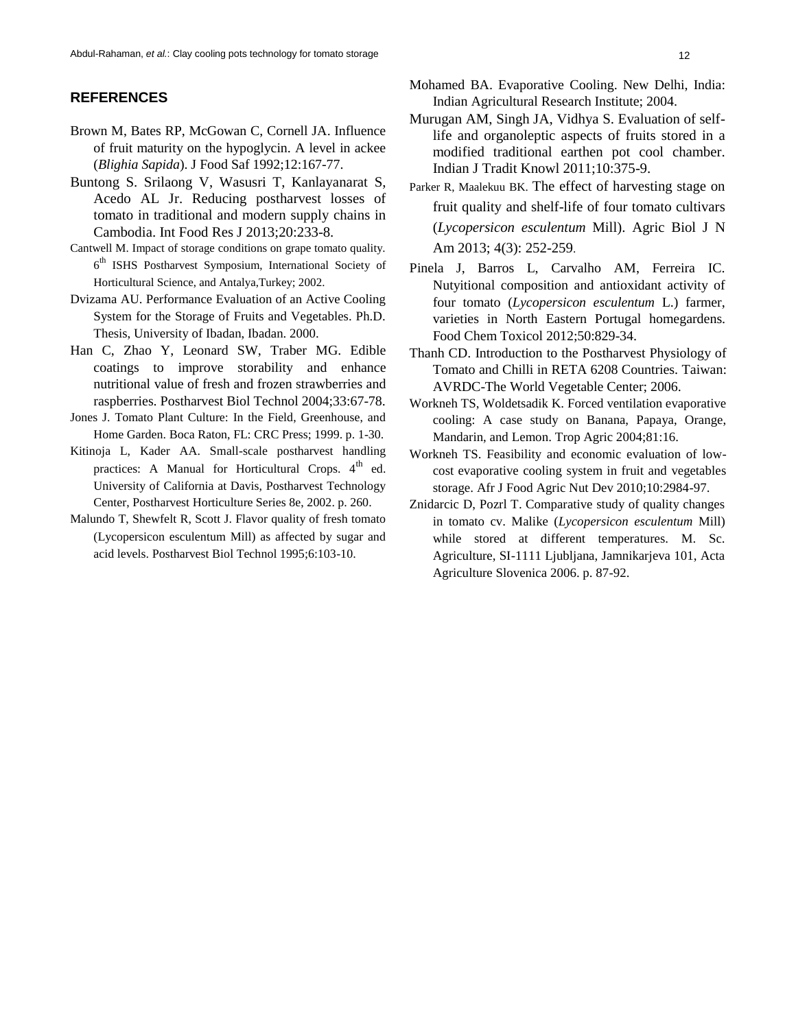## REFERENCES

Brown M, Bates RP, McGowan C, Cornell JA. Influence of fruit maturity on the hypoglycin. A level in ackee (*Blighia Sapida*). J Food Saf 1992;12:167-77.

Buntong S. Srilaong V, Wasusri T, Kanlayanarat S, Acedo AL Jr. Reducing postharvest losses of tomato in traditional and modern supply chains in Cambodia. Int Food Res J 2013;20:233-8.

Cantwell M. Impact of storage conditions on grape tomato quality. 6th ISHS Postharvest Symposium, International Society of Horticultural Science, and Antalya,Turkey; 2002.

Dvizama AU. Performance Evaluation of an Active Cooling System for the Storage of Fruits and Vegetables. Ph.D. Thesis, University of Ibadan, Ibadan. 2000.

Han C, Zhao Y, Leonard SW, Traber MG. Edible coatings to improve storability and enhance nutritional value of fresh and frozen strawberries and raspberries. Postharvest Biol Technol 2004;33:67-78.

Jones J. Tomato Plant Culture: In the Field, Greenhouse, and Home Garden. Boca Raton, FL: CRC Press; 1999. p. 1-30.

Kitinoja L, Kader AA. Small-scale postharvest handling practices: A Manual for Horticultural Crops. 4th ed. University of California at Davis, Postharvest Technology Center, Postharvest Horticulture Series 8e, 2002. p. 260.

Malundo T, Shewfelt R, Scott J. Flavor quality of fresh tomato (Lycopersicon esculentum Mill) as affected by sugar and acid levels. Postharvest Biol Technol 1995;6:103-10.

Mohamed BA. Evaporative Cooling. New Delhi, India: Indian Agricultural Research Institute; 2004.

Murugan AM, Singh JA, Vidhya S. Evaluation of self-life and organoleptic aspects of fruits stored in a modified traditional earthen pot cool chamber. Indian J Tradit Knowl 2011;10:375-9.

Parker R, Maalekuu BK. The effect of harvesting stage on fruit quality and shelf-life of four tomato cultivars (*Lycopersicon esculentum* Mill). Agric Biol J N Am 2013; 4(3): 252-259.

Pinela J, Barros L, Carvalho AM, Ferreira IC. Nutyitional composition and antioxidant activity of four tomato (*Lycopersicon esculentum* L.) farmer, varieties in North Eastern Portugal homegardens. Food Chem Toxicol 2012;50:829-34.

Thanh CD. Introduction to the Postharvest Physiology of Tomato and Chilli in RETA 6208 Countries. Taiwan: AVRDC-The World Vegetable Center; 2006.

Workneh TS, Woldetsadik K. Forced ventilation evaporative cooling: A case study on Banana, Papaya, Orange, Mandarin, and Lemon. Trop Agric 2004;81:16.

Workneh TS. Feasibility and economic evaluation of low-cost evaporative cooling system in fruit and vegetables storage. Afr J Food Agric Nut Dev 2010;10:2984-97.

Znidarcic D, Pozrl T. Comparative study of quality changes in tomato cv. Malike (*Lycopersicon esculentum* Mill) while stored at different temperatures. M. Sc. Agriculture, SI-1111 Ljubljana, Jamnikarjeva 101, Acta Agriculture Slovenica 2006. p. 87-92.